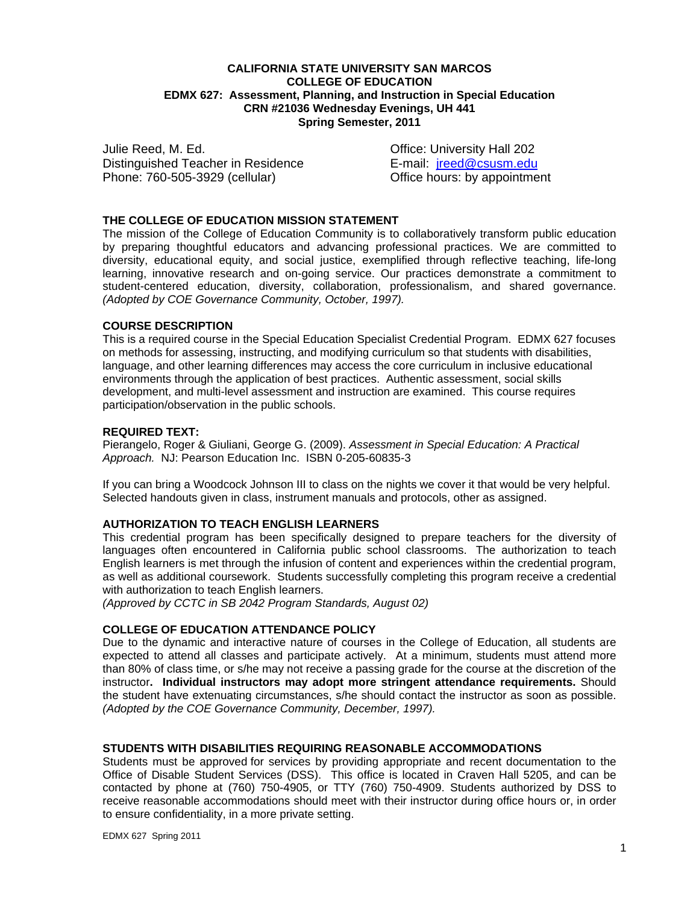**CALIFORNIA STATE UNIVERSITY SAN MARCOS**
**COLLEGE OF EDUCATION**
**EDMX 627: Assessment, Planning, and Instruction in Special Education**
**CRN #21036 Wednesday Evenings, UH 441**
**Spring Semester, 2011**

Julie Reed, M. Ed.
Distinguished Teacher in Residence
Phone: 760-505-3929 (cellular)

Office: University Hall 202
E-mail: jreed@csusm.edu
Office hours: by appointment

## THE COLLEGE OF EDUCATION MISSION STATEMENT

The mission of the College of Education Community is to collaboratively transform public education by preparing thoughtful educators and advancing professional practices. We are committed to diversity, educational equity, and social justice, exemplified through reflective teaching, life-long learning, innovative research and on-going service. Our practices demonstrate a commitment to student-centered education, diversity, collaboration, professionalism, and shared governance. *(Adopted by COE Governance Community, October, 1997).*

## COURSE DESCRIPTION

This is a required course in the Special Education Specialist Credential Program. EDMX 627 focuses on methods for assessing, instructing, and modifying curriculum so that students with disabilities, language, and other learning differences may access the core curriculum in inclusive educational environments through the application of best practices. Authentic assessment, social skills development, and multi-level assessment and instruction are examined. This course requires participation/observation in the public schools.

## REQUIRED TEXT:

Pierangelo, Roger & Giuliani, George G. (2009). *Assessment in Special Education: A Practical Approach.* NJ: Pearson Education Inc. ISBN 0-205-60835-3

If you can bring a Woodcock Johnson III to class on the nights we cover it that would be very helpful. Selected handouts given in class, instrument manuals and protocols, other as assigned.

## AUTHORIZATION TO TEACH ENGLISH LEARNERS

This credential program has been specifically designed to prepare teachers for the diversity of languages often encountered in California public school classrooms. The authorization to teach English learners is met through the infusion of content and experiences within the credential program, as well as additional coursework. Students successfully completing this program receive a credential with authorization to teach English learners.
*(Approved by CCTC in SB 2042 Program Standards, August 02)*

## COLLEGE OF EDUCATION ATTENDANCE POLICY

Due to the dynamic and interactive nature of courses in the College of Education, all students are expected to attend all classes and participate actively. At a minimum, students must attend more than 80% of class time, or s/he may not receive a passing grade for the course at the discretion of the instructor**. Individual instructors may adopt more stringent attendance requirements.** Should the student have extenuating circumstances, s/he should contact the instructor as soon as possible. *(Adopted by the COE Governance Community, December, 1997).*

## STUDENTS WITH DISABILITIES REQUIRING REASONABLE ACCOMMODATIONS

Students must be approved for services by providing appropriate and recent documentation to the Office of Disable Student Services (DSS). This office is located in Craven Hall 5205, and can be contacted by phone at (760) 750-4905, or TTY (760) 750-4909. Students authorized by DSS to receive reasonable accommodations should meet with their instructor during office hours or, in order to ensure confidentiality, in a more private setting.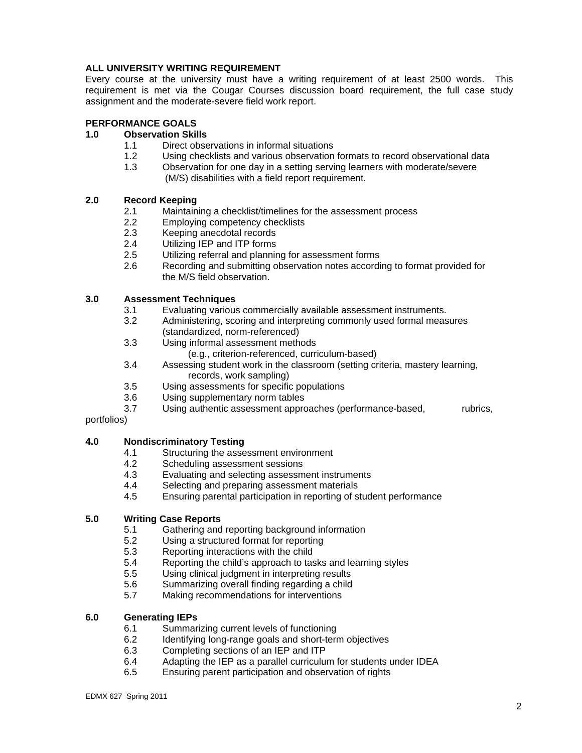### ALL UNIVERSITY WRITING REQUIREMENT

Every course at the university must have a writing requirement of at least 2500 words. This requirement is met via the Cougar Courses discussion board requirement, the full case study assignment and the moderate-severe field work report.

### PERFORMANCE GOALS

**1.0 Observation Skills**

- 1.1 Direct observations in informal situations
- 1.2 Using checklists and various observation formats to record observational data
- 1.3 Observation for one day in a setting serving learners with moderate/severe (M/S) disabilities with a field report requirement.

**2.0 Record Keeping**

- 2.1 Maintaining a checklist/timelines for the assessment process
- 2.2 Employing competency checklists
- 2.3 Keeping anecdotal records
- 2.4 Utilizing IEP and ITP forms
- 2.5 Utilizing referral and planning for assessment forms
- 2.6 Recording and submitting observation notes according to format provided for the M/S field observation.

**3.0 Assessment Techniques**

- 3.1 Evaluating various commercially available assessment instruments.
- 3.2 Administering, scoring and interpreting commonly used formal measures (standardized, norm-referenced)
- 3.3 Using informal assessment methods (e.g., criterion-referenced, curriculum-based)
- 3.4 Assessing student work in the classroom (setting criteria, mastery learning, records, work sampling)
- 3.5 Using assessments for specific populations
- 3.6 Using supplementary norm tables
- 3.7 Using authentic assessment approaches (performance-based, rubrics, portfolios)

**4.0 Nondiscriminatory Testing**

- 4.1 Structuring the assessment environment
- 4.2 Scheduling assessment sessions
- 4.3 Evaluating and selecting assessment instruments
- 4.4 Selecting and preparing assessment materials
- 4.5 Ensuring parental participation in reporting of student performance

**5.0 Writing Case Reports**

- 5.1 Gathering and reporting background information
- 5.2 Using a structured format for reporting
- 5.3 Reporting interactions with the child
- 5.4 Reporting the child's approach to tasks and learning styles
- 5.5 Using clinical judgment in interpreting results
- 5.6 Summarizing overall finding regarding a child
- 5.7 Making recommendations for interventions

**6.0 Generating IEPs**

- 6.1 Summarizing current levels of functioning
- 6.2 Identifying long-range goals and short-term objectives
- 6.3 Completing sections of an IEP and ITP
- 6.4 Adapting the IEP as a parallel curriculum for students under IDEA
- 6.5 Ensuring parent participation and observation of rights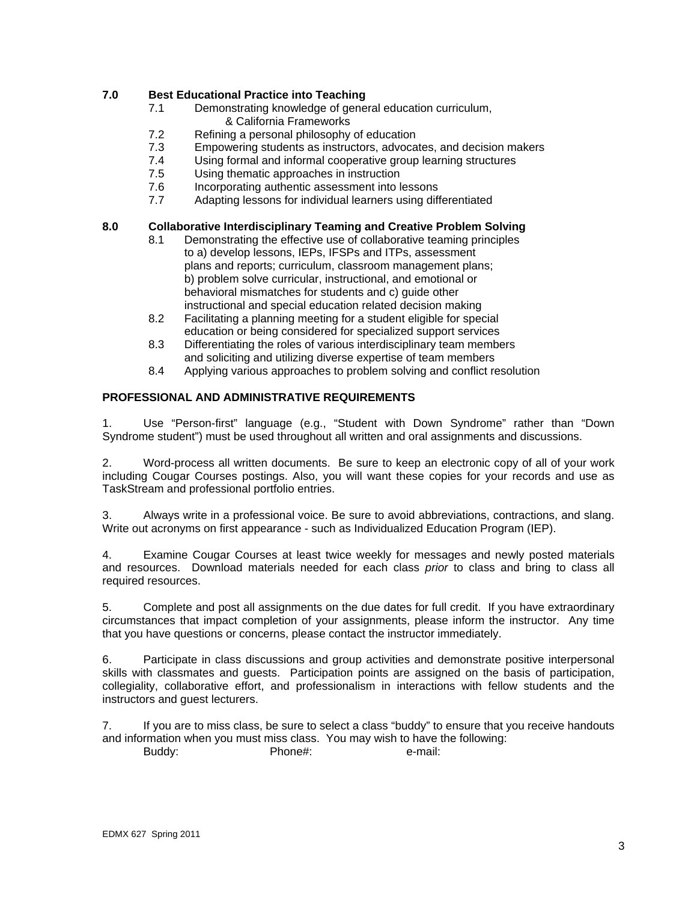**7.0 Best Educational Practice into Teaching**

- 7.1 Demonstrating knowledge of general education curriculum, & California Frameworks
- 7.2 Refining a personal philosophy of education
- 7.3 Empowering students as instructors, advocates, and decision makers
- 7.4 Using formal and informal cooperative group learning structures
- 7.5 Using thematic approaches in instruction
- 7.6 Incorporating authentic assessment into lessons
- 7.7 Adapting lessons for individual learners using differentiated

**8.0 Collaborative Interdisciplinary Teaming and Creative Problem Solving**

- 8.1 Demonstrating the effective use of collaborative teaming principles to a) develop lessons, IEPs, IFSPs and ITPs, assessment plans and reports; curriculum, classroom management plans; b) problem solve curricular, instructional, and emotional or behavioral mismatches for students and c) guide other instructional and special education related decision making
- 8.2 Facilitating a planning meeting for a student eligible for special education or being considered for specialized support services
- 8.3 Differentiating the roles of various interdisciplinary team members and soliciting and utilizing diverse expertise of team members
- 8.4 Applying various approaches to problem solving and conflict resolution

**PROFESSIONAL AND ADMINISTRATIVE REQUIREMENTS**

1. Use "Person-first" language (e.g., "Student with Down Syndrome" rather than "Down Syndrome student") must be used throughout all written and oral assignments and discussions.

2. Word-process all written documents. Be sure to keep an electronic copy of all of your work including Cougar Courses postings. Also, you will want these copies for your records and use as TaskStream and professional portfolio entries.

3. Always write in a professional voice. Be sure to avoid abbreviations, contractions, and slang. Write out acronyms on first appearance - such as Individualized Education Program (IEP).

4. Examine Cougar Courses at least twice weekly for messages and newly posted materials and resources. Download materials needed for each class *prior* to class and bring to class all required resources.

5. Complete and post all assignments on the due dates for full credit. If you have extraordinary circumstances that impact completion of your assignments, please inform the instructor. Any time that you have questions or concerns, please contact the instructor immediately.

6. Participate in class discussions and group activities and demonstrate positive interpersonal skills with classmates and guests. Participation points are assigned on the basis of participation, collegiality, collaborative effort, and professionalism in interactions with fellow students and the instructors and guest lecturers.

7. If you are to miss class, be sure to select a class "buddy" to ensure that you receive handouts and information when you must miss class. You may wish to have the following:

   Buddy: Phone#: e-mail: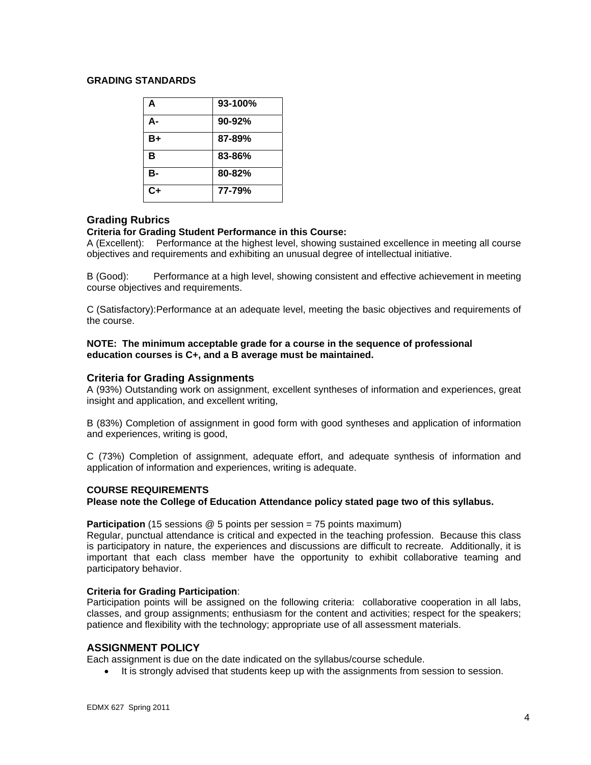**GRADING STANDARDS**

| A | 93-100% |
|---|---|
| A- | 90-92% |
| B+ | 87-89% |
| B | 83-86% |
| B- | 80-82% |
| C+ | 77-79% |

## Grading Rubrics

**Criteria for Grading Student Performance in this Course:**

A (Excellent): Performance at the highest level, showing sustained excellence in meeting all course objectives and requirements and exhibiting an unusual degree of intellectual initiative.

B (Good): Performance at a high level, showing consistent and effective achievement in meeting course objectives and requirements.

C (Satisfactory):Performance at an adequate level, meeting the basic objectives and requirements of the course.

**NOTE: The minimum acceptable grade for a course in the sequence of professional education courses is C+, and a B average must be maintained.**

## Criteria for Grading Assignments

A (93%) Outstanding work on assignment, excellent syntheses of information and experiences, great insight and application, and excellent writing,

B (83%) Completion of assignment in good form with good syntheses and application of information and experiences, writing is good,

C (73%) Completion of assignment, adequate effort, and adequate synthesis of information and application of information and experiences, writing is adequate.

**COURSE REQUIREMENTS**

**Please note the College of Education Attendance policy stated page two of this syllabus.**

**Participation** (15 sessions @ 5 points per session = 75 points maximum)

Regular, punctual attendance is critical and expected in the teaching profession. Because this class is participatory in nature, the experiences and discussions are difficult to recreate. Additionally, it is important that each class member have the opportunity to exhibit collaborative teaming and participatory behavior.

**Criteria for Grading Participation**:

Participation points will be assigned on the following criteria: collaborative cooperation in all labs, classes, and group assignments; enthusiasm for the content and activities; respect for the speakers; patience and flexibility with the technology; appropriate use of all assessment materials.

## ASSIGNMENT POLICY

Each assignment is due on the date indicated on the syllabus/course schedule.

- It is strongly advised that students keep up with the assignments from session to session.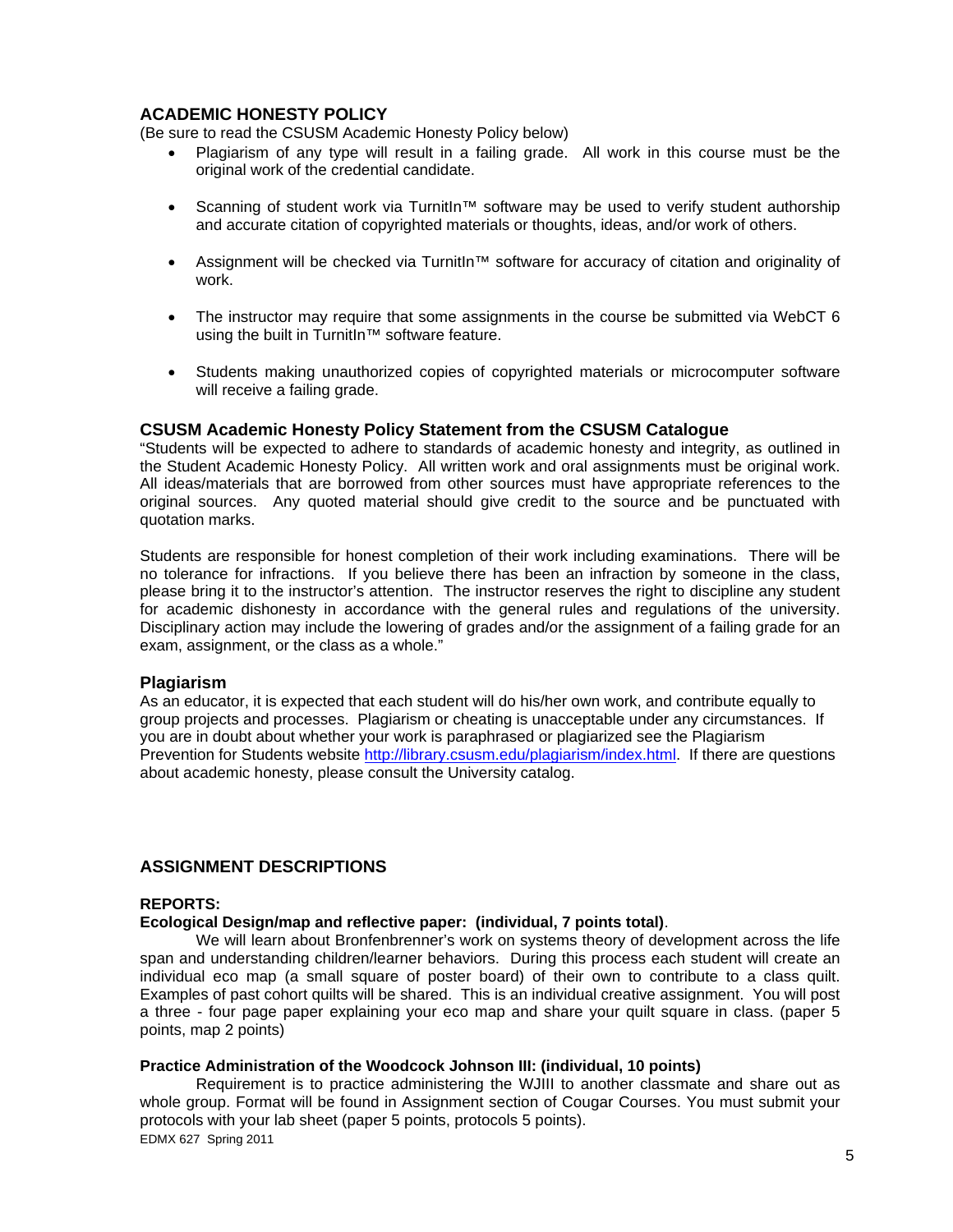## ACADEMIC HONESTY POLICY

(Be sure to read the CSUSM Academic Honesty Policy below)

- Plagiarism of any type will result in a failing grade. All work in this course must be the original work of the credential candidate.
- Scanning of student work via TurnitIn™ software may be used to verify student authorship and accurate citation of copyrighted materials or thoughts, ideas, and/or work of others.
- Assignment will be checked via TurnitIn™ software for accuracy of citation and originality of work.
- The instructor may require that some assignments in the course be submitted via WebCT 6 using the built in TurnitIn™ software feature.
- Students making unauthorized copies of copyrighted materials or microcomputer software will receive a failing grade.

### CSUSM Academic Honesty Policy Statement from the CSUSM Catalogue

"Students will be expected to adhere to standards of academic honesty and integrity, as outlined in the Student Academic Honesty Policy. All written work and oral assignments must be original work. All ideas/materials that are borrowed from other sources must have appropriate references to the original sources. Any quoted material should give credit to the source and be punctuated with quotation marks.

Students are responsible for honest completion of their work including examinations. There will be no tolerance for infractions. If you believe there has been an infraction by someone in the class, please bring it to the instructor's attention. The instructor reserves the right to discipline any student for academic dishonesty in accordance with the general rules and regulations of the university. Disciplinary action may include the lowering of grades and/or the assignment of a failing grade for an exam, assignment, or the class as a whole."

### Plagiarism

As an educator, it is expected that each student will do his/her own work, and contribute equally to group projects and processes. Plagiarism or cheating is unacceptable under any circumstances. If you are in doubt about whether your work is paraphrased or plagiarized see the Plagiarism Prevention for Students website http://library.csusm.edu/plagiarism/index.html. If there are questions about academic honesty, please consult the University catalog.

## ASSIGNMENT DESCRIPTIONS

**REPORTS:**

**Ecological Design/map and reflective paper: (individual, 7 points total)**.

We will learn about Bronfenbrenner's work on systems theory of development across the life span and understanding children/learner behaviors. During this process each student will create an individual eco map (a small square of poster board) of their own to contribute to a class quilt. Examples of past cohort quilts will be shared. This is an individual creative assignment. You will post a three - four page paper explaining your eco map and share your quilt square in class. (paper 5 points, map 2 points)

**Practice Administration of the Woodcock Johnson III: (individual, 10 points)**

Requirement is to practice administering the WJIII to another classmate and share out as whole group. Format will be found in Assignment section of Cougar Courses. You must submit your protocols with your lab sheet (paper 5 points, protocols 5 points).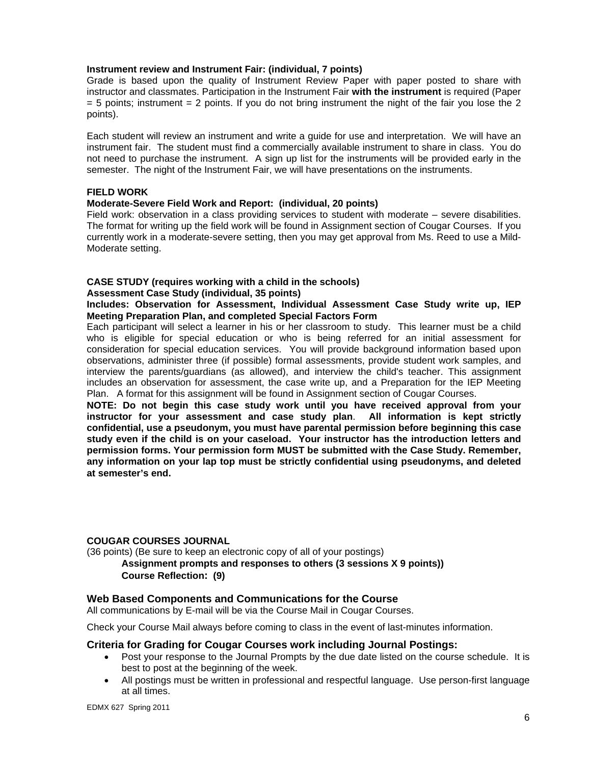**Instrument review and Instrument Fair: (individual, 7 points)**
Grade is based upon the quality of Instrument Review Paper with paper posted to share with instructor and classmates. Participation in the Instrument Fair **with the instrument** is required (Paper = 5 points; instrument = 2 points. If you do not bring instrument the night of the fair you lose the 2 points).

Each student will review an instrument and write a guide for use and interpretation. We will have an instrument fair. The student must find a commercially available instrument to share in class. You do not need to purchase the instrument. A sign up list for the instruments will be provided early in the semester. The night of the Instrument Fair, we will have presentations on the instruments.

**FIELD WORK**

**Moderate-Severe Field Work and Report: (individual, 20 points)**
Field work: observation in a class providing services to student with moderate – severe disabilities. The format for writing up the field work will be found in Assignment section of Cougar Courses. If you currently work in a moderate-severe setting, then you may get approval from Ms. Reed to use a Mild-Moderate setting.

**CASE STUDY (requires working with a child in the schools)**

**Assessment Case Study (individual, 35 points)**

**Includes: Observation for Assessment, Individual Assessment Case Study write up, IEP Meeting Preparation Plan, and completed Special Factors Form**
Each participant will select a learner in his or her classroom to study. This learner must be a child who is eligible for special education or who is being referred for an initial assessment for consideration for special education services. You will provide background information based upon observations, administer three (if possible) formal assessments, provide student work samples, and interview the parents/guardians (as allowed), and interview the child's teacher. This assignment includes an observation for assessment, the case write up, and a Preparation for the IEP Meeting Plan. A format for this assignment will be found in Assignment section of Cougar Courses.
**NOTE: Do not begin this case study work until you have received approval from your instructor for your assessment and case study plan**. **All information is kept strictly confidential, use a pseudonym, you must have parental permission before beginning this case study even if the child is on your caseload. Your instructor has the introduction letters and permission forms. Your permission form MUST be submitted with the Case Study. Remember, any information on your lap top must be strictly confidential using pseudonyms, and deleted at semester's end.**

**COUGAR COURSES JOURNAL**
(36 points) (Be sure to keep an electronic copy of all of your postings)

> **Assignment prompts and responses to others (3 sessions X 9 points))**
> **Course Reflection: (9)**

### Web Based Components and Communications for the Course

All communications by E-mail will be via the Course Mail in Cougar Courses.

Check your Course Mail always before coming to class in the event of last-minutes information.

### Criteria for Grading for Cougar Courses work including Journal Postings:

- Post your response to the Journal Prompts by the due date listed on the course schedule. It is best to post at the beginning of the week.
- All postings must be written in professional and respectful language. Use person-first language at all times.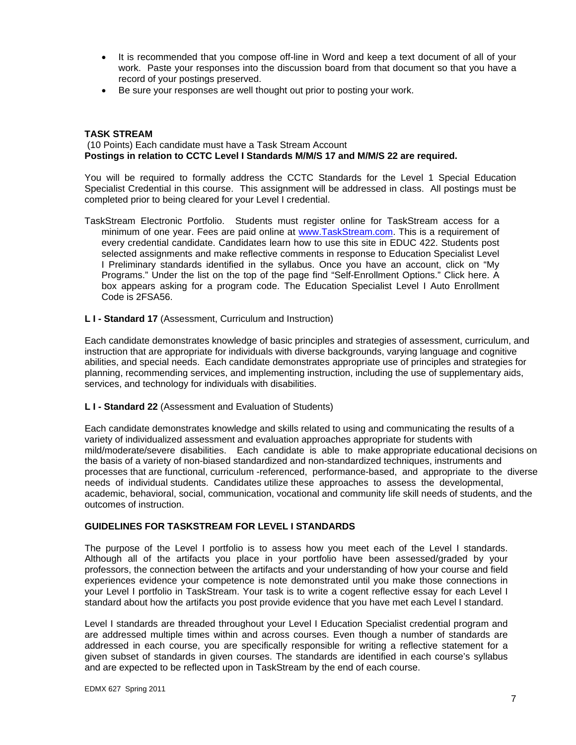- It is recommended that you compose off-line in Word and keep a text document of all of your work. Paste your responses into the discussion board from that document so that you have a record of your postings preserved.
- Be sure your responses are well thought out prior to posting your work.

**TASK STREAM**

(10 Points) Each candidate must have a Task Stream Account
**Postings in relation to CCTC Level I Standards M/M/S 17 and M/M/S 22 are required.**

You will be required to formally address the CCTC Standards for the Level 1 Special Education Specialist Credential in this course. This assignment will be addressed in class. All postings must be completed prior to being cleared for your Level I credential.

TaskStream Electronic Portfolio. Students must register online for TaskStream access for a minimum of one year. Fees are paid online at www.TaskStream.com. This is a requirement of every credential candidate. Candidates learn how to use this site in EDUC 422. Students post selected assignments and make reflective comments in response to Education Specialist Level I Preliminary standards identified in the syllabus. Once you have an account, click on "My Programs." Under the list on the top of the page find "Self-Enrollment Options." Click here. A box appears asking for a program code. The Education Specialist Level I Auto Enrollment Code is 2FSA56.

**L I - Standard 17** (Assessment, Curriculum and Instruction)

Each candidate demonstrates knowledge of basic principles and strategies of assessment, curriculum, and instruction that are appropriate for individuals with diverse backgrounds, varying language and cognitive abilities, and special needs. Each candidate demonstrates appropriate use of principles and strategies for planning, recommending services, and implementing instruction, including the use of supplementary aids, services, and technology for individuals with disabilities.

**L I - Standard 22** (Assessment and Evaluation of Students)

Each candidate demonstrates knowledge and skills related to using and communicating the results of a variety of individualized assessment and evaluation approaches appropriate for students with mild/moderate/severe disabilities. Each candidate is able to make appropriate educational decisions on the basis of a variety of non-biased standardized and non-standardized techniques, instruments and processes that are functional, curriculum -referenced, performance-based, and appropriate to the diverse needs of individual students. Candidates utilize these approaches to assess the developmental, academic, behavioral, social, communication, vocational and community life skill needs of students, and the outcomes of instruction.

**GUIDELINES FOR TASKSTREAM FOR LEVEL I STANDARDS**

The purpose of the Level I portfolio is to assess how you meet each of the Level I standards. Although all of the artifacts you place in your portfolio have been assessed/graded by your professors, the connection between the artifacts and your understanding of how your course and field experiences evidence your competence is note demonstrated until you make those connections in your Level I portfolio in TaskStream. Your task is to write a cogent reflective essay for each Level I standard about how the artifacts you post provide evidence that you have met each Level I standard.

Level I standards are threaded throughout your Level I Education Specialist credential program and are addressed multiple times within and across courses. Even though a number of standards are addressed in each course, you are specifically responsible for writing a reflective statement for a given subset of standards in given courses. The standards are identified in each course's syllabus and are expected to be reflected upon in TaskStream by the end of each course.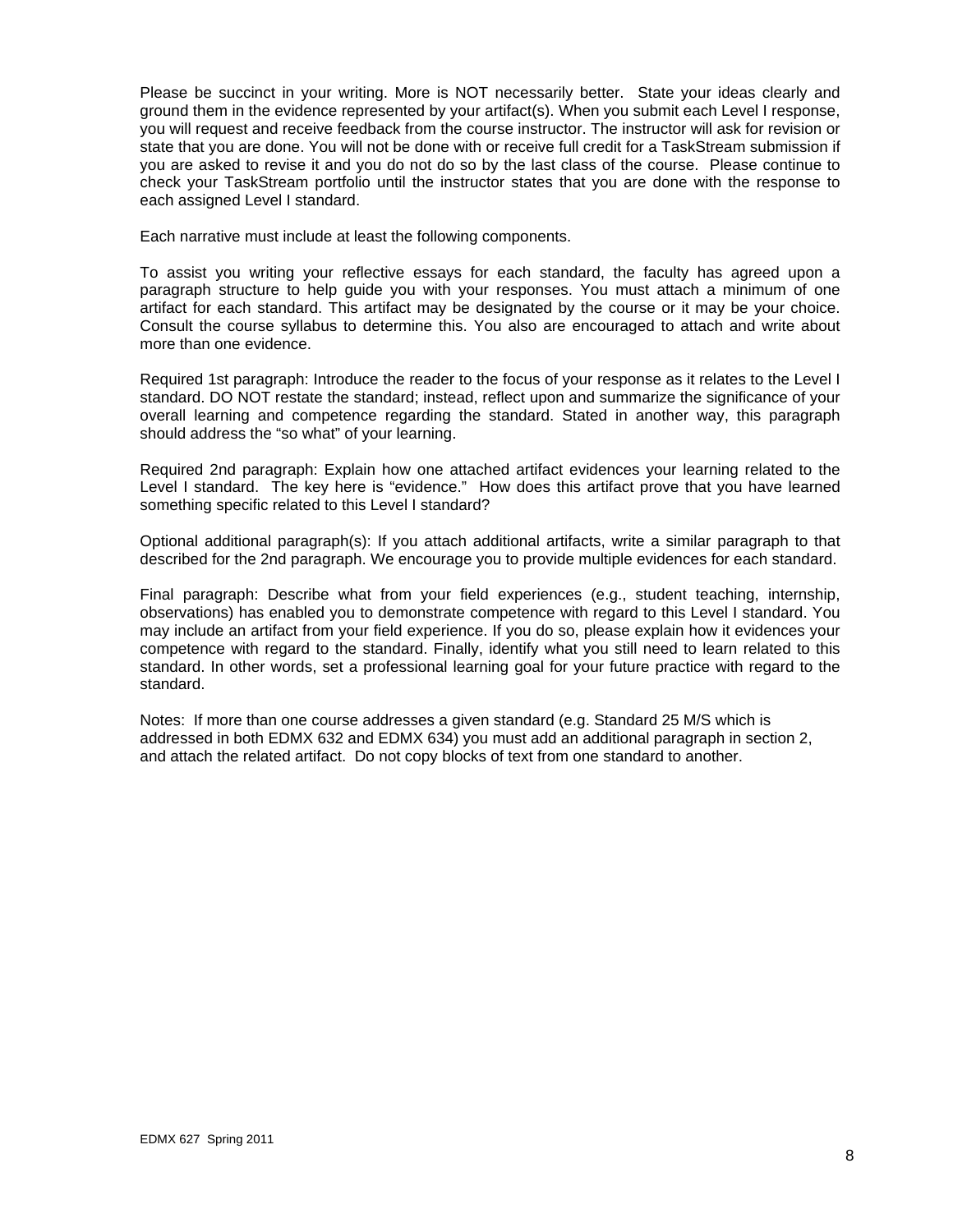Please be succinct in your writing. More is NOT necessarily better. State your ideas clearly and ground them in the evidence represented by your artifact(s). When you submit each Level I response, you will request and receive feedback from the course instructor. The instructor will ask for revision or state that you are done. You will not be done with or receive full credit for a TaskStream submission if you are asked to revise it and you do not do so by the last class of the course. Please continue to check your TaskStream portfolio until the instructor states that you are done with the response to each assigned Level I standard.

Each narrative must include at least the following components.

To assist you writing your reflective essays for each standard, the faculty has agreed upon a paragraph structure to help guide you with your responses. You must attach a minimum of one artifact for each standard. This artifact may be designated by the course or it may be your choice. Consult the course syllabus to determine this. You also are encouraged to attach and write about more than one evidence.

Required 1st paragraph: Introduce the reader to the focus of your response as it relates to the Level I standard. DO NOT restate the standard; instead, reflect upon and summarize the significance of your overall learning and competence regarding the standard. Stated in another way, this paragraph should address the "so what" of your learning.

Required 2nd paragraph: Explain how one attached artifact evidences your learning related to the Level I standard. The key here is "evidence." How does this artifact prove that you have learned something specific related to this Level I standard?

Optional additional paragraph(s): If you attach additional artifacts, write a similar paragraph to that described for the 2nd paragraph. We encourage you to provide multiple evidences for each standard.

Final paragraph: Describe what from your field experiences (e.g., student teaching, internship, observations) has enabled you to demonstrate competence with regard to this Level I standard. You may include an artifact from your field experience. If you do so, please explain how it evidences your competence with regard to the standard. Finally, identify what you still need to learn related to this standard. In other words, set a professional learning goal for your future practice with regard to the standard.

Notes: If more than one course addresses a given standard (e.g. Standard 25 M/S which is addressed in both EDMX 632 and EDMX 634) you must add an additional paragraph in section 2, and attach the related artifact. Do not copy blocks of text from one standard to another.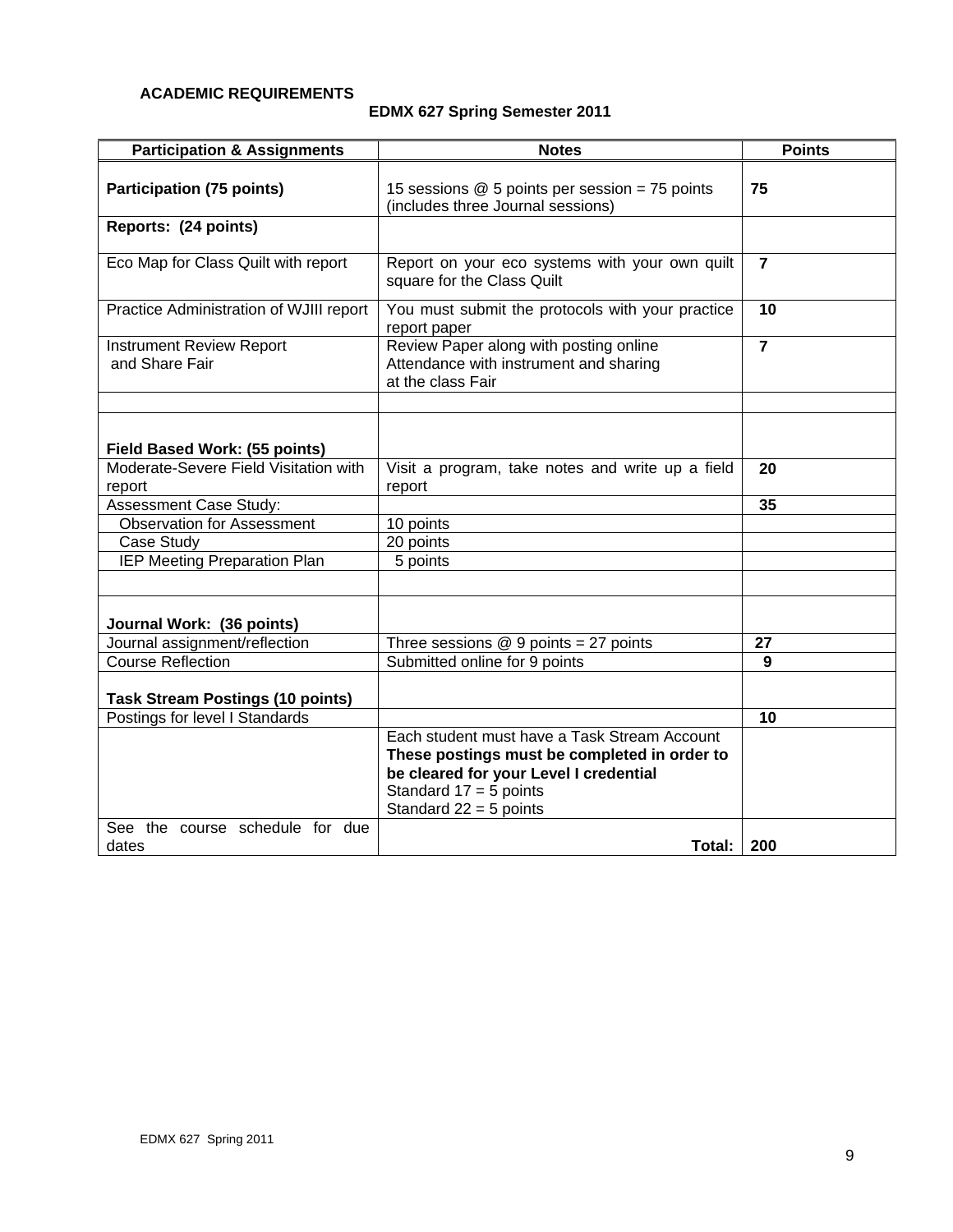**ACADEMIC REQUIREMENTS**

**EDMX 627 Spring Semester 2011**

| Participation & Assignments | Notes | Points |
|---|---|---|
| **Participation (75 points)** | 15 sessions @ 5 points per session = 75 points (includes three Journal sessions) | **75** |
| **Reports: (24 points)** | | |
| Eco Map for Class Quilt with report | Report on your eco systems with your own quilt square for the Class Quilt | **7** |
| Practice Administration of WJIII report | You must submit the protocols with your practice report paper | **10** |
| Instrument Review Report and Share Fair | Review Paper along with posting online Attendance with instrument and sharing at the class Fair | **7** |
| | | |
| **Field Based Work: (55 points)** | | |
| Moderate-Severe Field Visitation with report | Visit a program, take notes and write up a field report | **20** |
| Assessment Case Study: | | **35** |
| Observation for Assessment | 10 points | |
| Case Study | 20 points | |
| IEP Meeting Preparation Plan | 5 points | |
| | | |
| **Journal Work: (36 points)** | | |
| Journal assignment/reflection | Three sessions @ 9 points = 27 points | **27** |
| Course Reflection | Submitted online for 9 points | **9** |
| **Task Stream Postings (10 points)** | | |
| Postings for level I Standards | | **10** |
| | Each student must have a Task Stream Account **These postings must be completed in order to be cleared for your Level I credential** Standard 17 = 5 points Standard 22 = 5 points | |
| See the course schedule for due dates | **Total:** | **200** |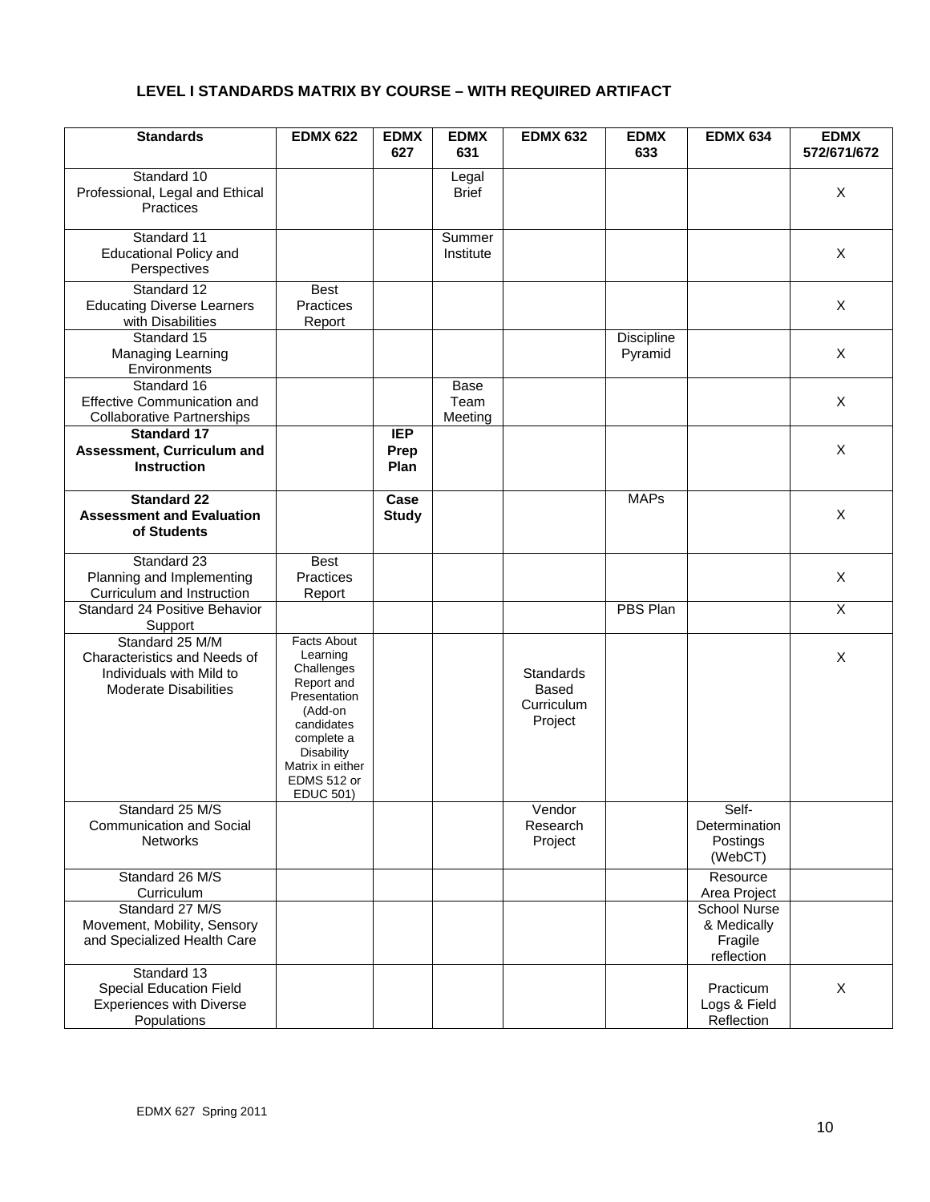**LEVEL I STANDARDS MATRIX BY COURSE – WITH REQUIRED ARTIFACT**

| Standards | EDMX 622 | EDMX 627 | EDMX 631 | EDMX 632 | EDMX 633 | EDMX 634 | EDMX 572/671/672 |
|---|---|---|---|---|---|---|---|
| Standard 10 Professional, Legal and Ethical Practices | | | Legal Brief | | | | X |
| Standard 11 Educational Policy and Perspectives | | | Summer Institute | | | | X |
| Standard 12 Educating Diverse Learners with Disabilities | Best Practices Report | | | | | | X |
| Standard 15 Managing Learning Environments | | | | | Discipline Pyramid | | X |
| Standard 16 Effective Communication and Collaborative Partnerships | | | Base Team Meeting | | | | X |
| **Standard 17 Assessment, Curriculum and Instruction** | | **IEP Prep Plan** | | | | | X |
| **Standard 22 Assessment and Evaluation of Students** | | **Case Study** | | | MAPs | | X |
| Standard 23 Planning and Implementing Curriculum and Instruction | Best Practices Report | | | | | | X |
| Standard 24 Positive Behavior Support | | | | | PBS Plan | | X |
| Standard 25 M/M Characteristics and Needs of Individuals with Mild to Moderate Disabilities | Facts About Learning Challenges Report and Presentation (Add-on candidates complete a Disability Matrix in either EDMS 512 or EDUC 501) | | | Standards Based Curriculum Project | | | X |
| Standard 25 M/S Communication and Social Networks | | | | Vendor Research Project | | Self-Determination Postings (WebCT) | |
| Standard 26 M/S Curriculum | | | | | | Resource Area Project | |
| Standard 27 M/S Movement, Mobility, Sensory and Specialized Health Care | | | | | | School Nurse & Medically Fragile reflection | |
| Standard 13 Special Education Field Experiences with Diverse Populations | | | | | | Practicum Logs & Field Reflection | X |

EDMX 627 Spring 2011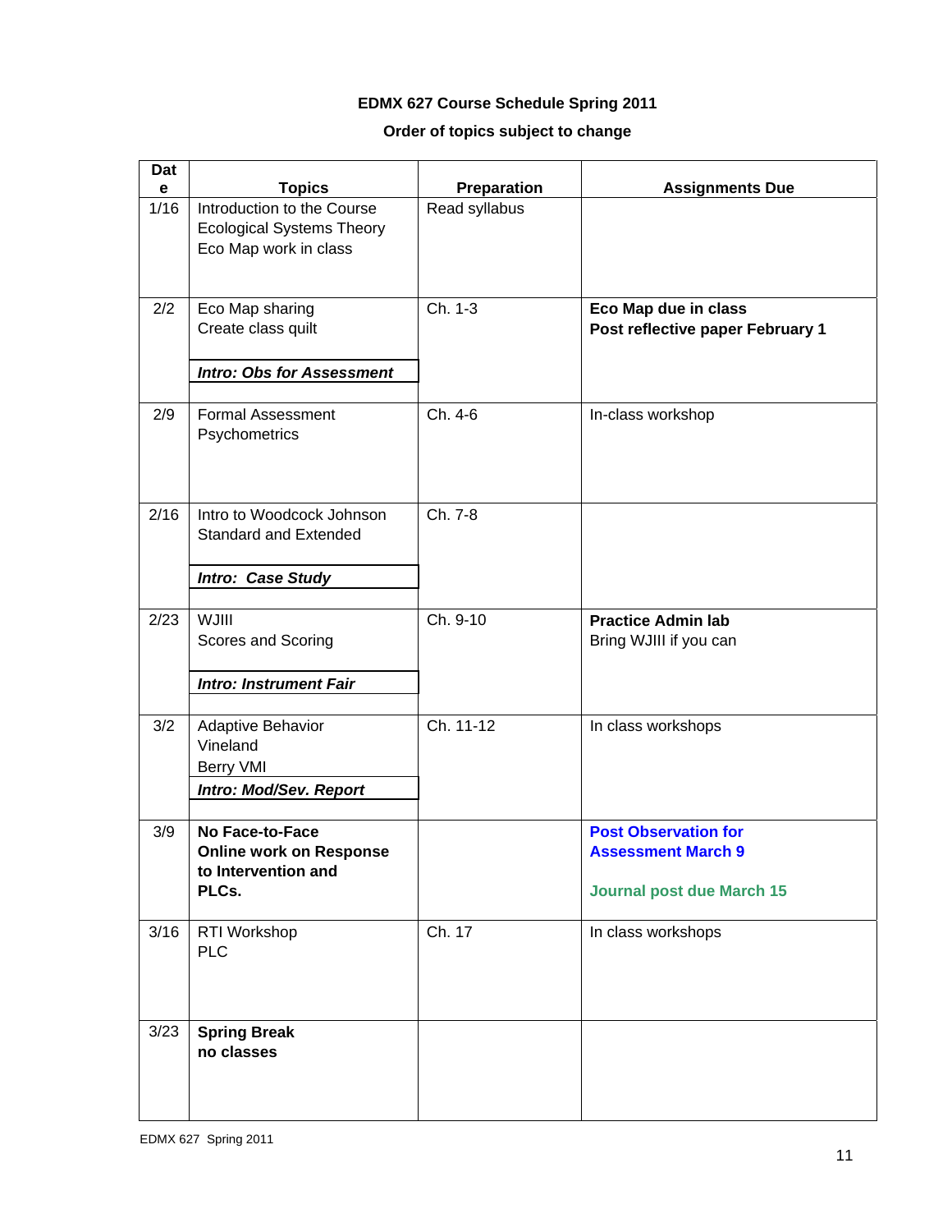**EDMX 627 Course Schedule Spring 2011**

**Order of topics subject to change**

| Date | Topics | Preparation | Assignments Due |
|---|---|---|---|
| 1/16 | Introduction to the Course<br>Ecological Systems Theory<br>Eco Map work in class | Read syllabus | |
| 2/2 | Eco Map sharing<br>Create class quilt<br>***Intro: Obs for Assessment*** | Ch. 1-3 | **Eco Map due in class**<br>**Post reflective paper February 1** |
| 2/9 | Formal Assessment<br>Psychometrics | Ch. 4-6 | In-class workshop |
| 2/16 | Intro to Woodcock Johnson Standard and Extended<br>***Intro: Case Study*** | Ch. 7-8 | |
| 2/23 | WJIII<br>Scores and Scoring<br>***Intro: Instrument Fair*** | Ch. 9-10 | **Practice Admin lab**<br>Bring WJIII if you can |
| 3/2 | Adaptive Behavior<br>Vineland<br>Berry VMI<br>***Intro: Mod/Sev. Report*** | Ch. 11-12 | In class workshops |
| 3/9 | **No Face-to-Face Online work on Response to Intervention and PLCs.** | | **Post Observation for Assessment March 9**<br>**Journal post due March 15** |
| 3/16 | RTI Workshop<br>PLC | Ch. 17 | In class workshops |
| 3/23 | **Spring Break**<br>**no classes** | | |

EDMX 627 Spring 2011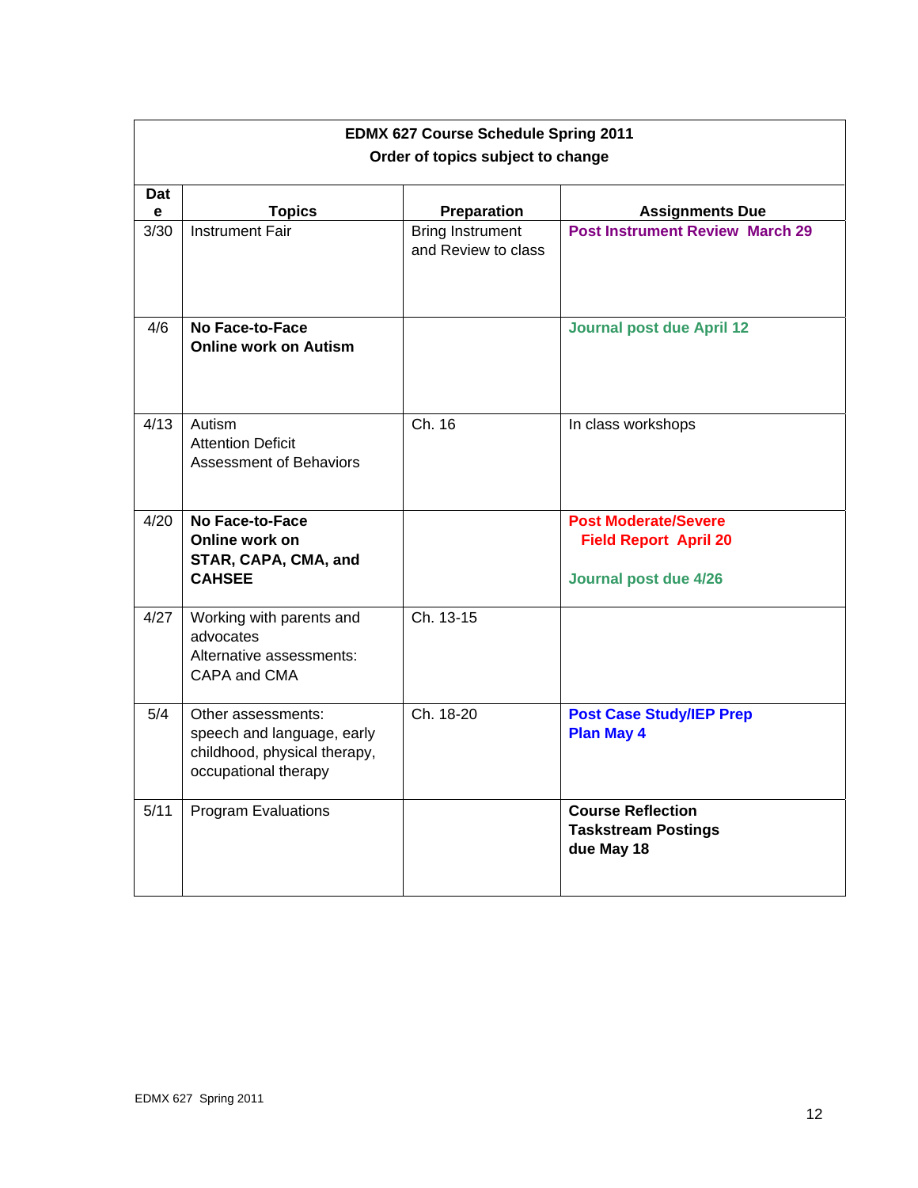**EDMX 627 Course Schedule Spring 2011**
**Order of topics subject to change**

| Date | Topics | Preparation | Assignments Due |
|---|---|---|---|
| 3/30 | Instrument Fair | Bring Instrument and Review to class | **Post Instrument Review March 29** |
| 4/6 | **No Face-to-Face Online work on Autism** | | **Journal post due April 12** |
| 4/13 | Autism<br>Attention Deficit<br>Assessment of Behaviors | Ch. 16 | In class workshops |
| 4/20 | **No Face-to-Face Online work on STAR, CAPA, CMA, and CAHSEE** | | **Post Moderate/Severe Field Report April 20**<br><br>**Journal post due 4/26** |
| 4/27 | Working with parents and advocates<br>Alternative assessments: CAPA and CMA | Ch. 13-15 | |
| 5/4 | Other assessments: speech and language, early childhood, physical therapy, occupational therapy | Ch. 18-20 | **Post Case Study/IEP Prep Plan May 4** |
| 5/11 | Program Evaluations | | **Course Reflection Taskstream Postings due May 18** |